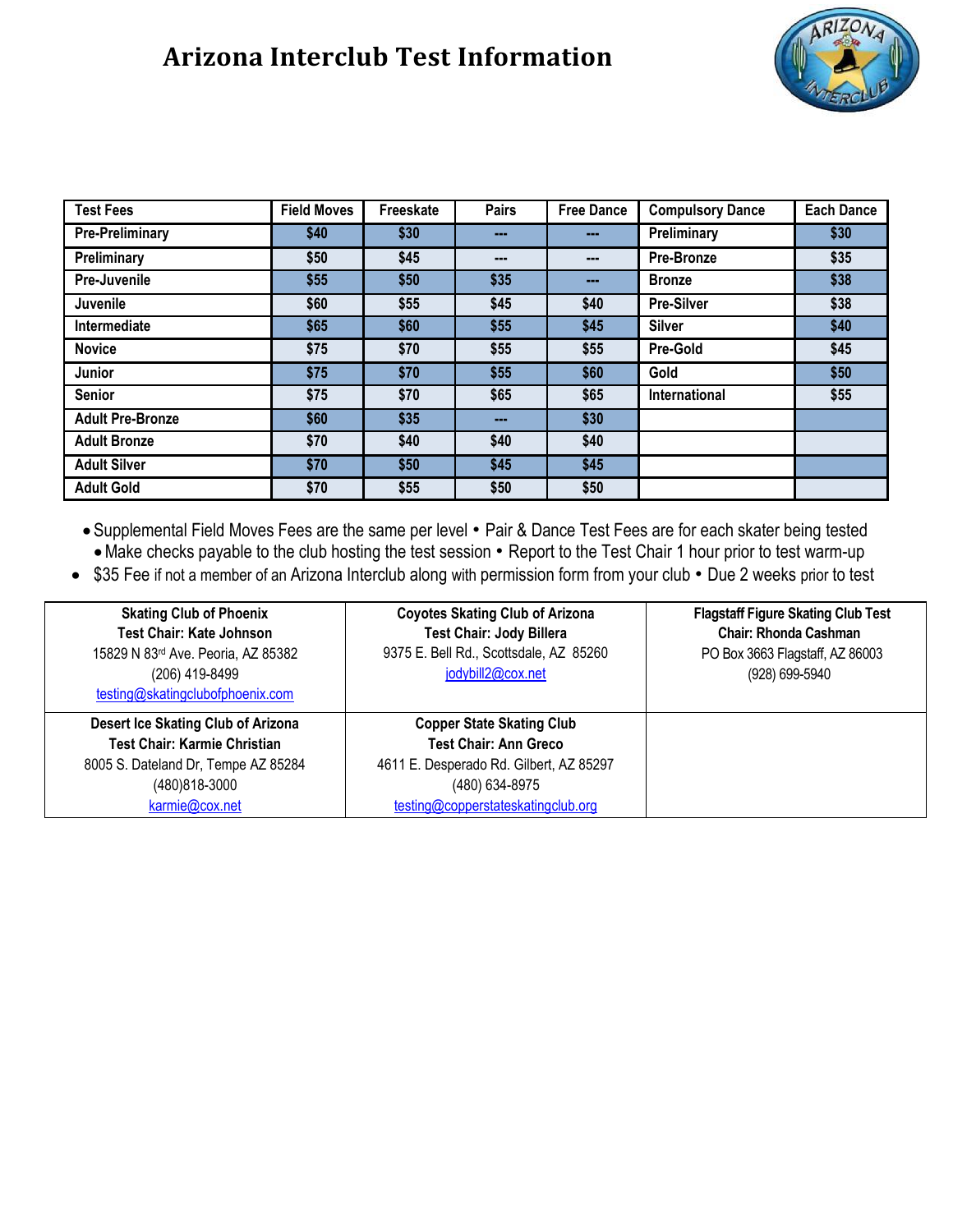# Arizona Interclub Test Information

| Test Fees | Field Moves | Freeskate | Pairs | Free Dance | Compulsory Dance | Each Dance |
|---|---|---|---|---|---|---|
| Pre-Preliminary | $40 | $30 | --- | --- | Preliminary | $30 |
| Preliminary | $50 | $45 | --- | --- | Pre-Bronze | $35 |
| Pre-Juvenile | $55 | $50 | $35 | --- | Bronze | $38 |
| Juvenile | $60 | $55 | $45 | $40 | Pre-Silver | $38 |
| Intermediate | $65 | $60 | $55 | $45 | Silver | $40 |
| Novice | $75 | $70 | $55 | $55 | Pre-Gold | $45 |
| Junior | $75 | $70 | $55 | $60 | Gold | $50 |
| Senior | $75 | $70 | $65 | $65 | International | $55 |
| Adult Pre-Bronze | $60 | $35 | --- | $30 | | |
| Adult Bronze | $70 | $40 | $40 | $40 | | |
| Adult Silver | $70 | $50 | $45 | $45 | | |
| Adult Gold | $70 | $55 | $50 | $50 | | |

- Supplemental Field Moves Fees are the same per level • Pair & Dance Test Fees are for each skater being tested
- Make checks payable to the club hosting the test session • Report to the Test Chair 1 hour prior to test warm-up
- $35 Fee if not a member of an Arizona Interclub along with permission form from your club • Due 2 weeks prior to test

| | | |
|---|---|---|
| **Skating Club of Phoenix**<br>**Test Chair: Kate Johnson**<br>15829 N 83rd Ave. Peoria, AZ 85382<br>(206) 419-8499<br>testing@skatingclubofphoenix.com | **Coyotes Skating Club of Arizona**<br>**Test Chair: Jody Billera**<br>9375 E. Bell Rd., Scottsdale, AZ 85260<br>jodybill2@cox.net | **Flagstaff Figure Skating Club Test Chair: Rhonda Cashman**<br>PO Box 3663 Flagstaff, AZ 86003<br>(928) 699-5940 |
| **Desert Ice Skating Club of Arizona**<br>**Test Chair: Karmie Christian**<br>8005 S. Dateland Dr, Tempe AZ 85284<br>(480)818-3000<br>karmie@cox.net | **Copper State Skating Club**<br>**Test Chair: Ann Greco**<br>4611 E. Desperado Rd. Gilbert, AZ 85297<br>(480) 634-8975<br>testing@copperstateskatingclub.org | |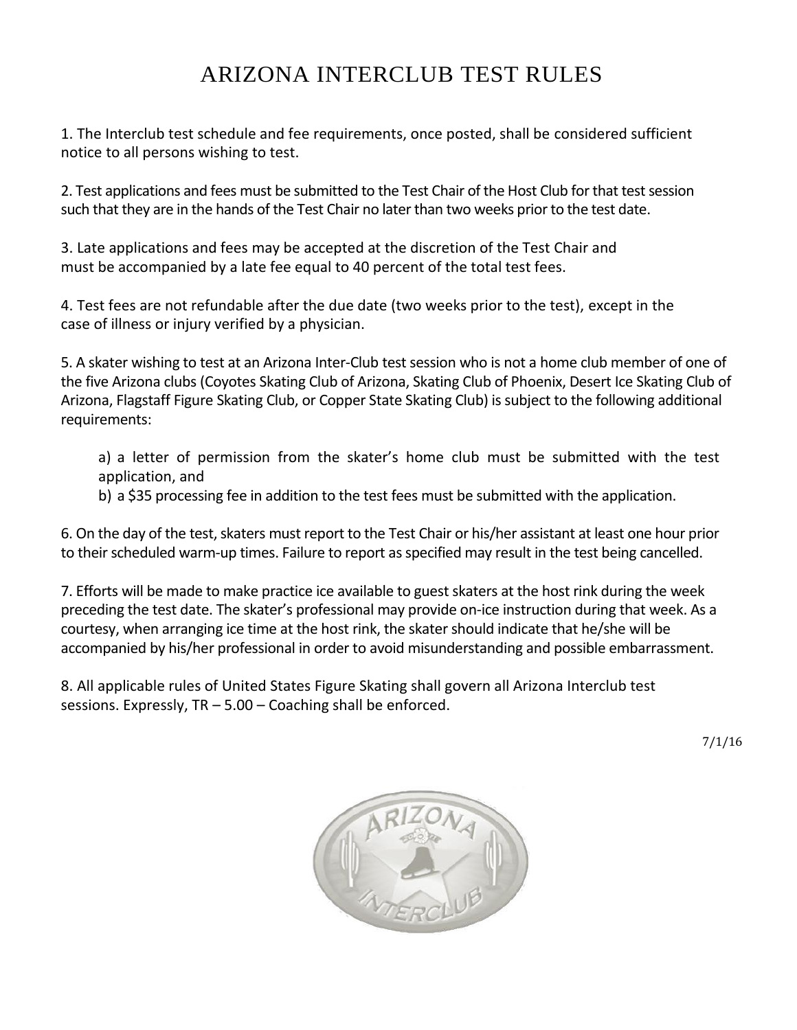# ARIZONA INTERCLUB TEST RULES

1. The Interclub test schedule and fee requirements, once posted, shall be considered sufficient notice to all persons wishing to test.

2. Test applications and fees must be submitted to the Test Chair of the Host Club for that test session such that they are in the hands of the Test Chair no later than two weeks prior to the test date.

3. Late applications and fees may be accepted at the discretion of the Test Chair and must be accompanied by a late fee equal to 40 percent of the total test fees.

4. Test fees are not refundable after the due date (two weeks prior to the test), except in the case of illness or injury verified by a physician.

5. A skater wishing to test at an Arizona Inter-Club test session who is not a home club member of one of the five Arizona clubs (Coyotes Skating Club of Arizona, Skating Club of Phoenix, Desert Ice Skating Club of Arizona, Flagstaff Figure Skating Club, or Copper State Skating Club) is subject to the following additional requirements:

   a) a letter of permission from the skater's home club must be submitted with the test application, and
   b) a $35 processing fee in addition to the test fees must be submitted with the application.

6. On the day of the test, skaters must report to the Test Chair or his/her assistant at least one hour prior to their scheduled warm-up times. Failure to report as specified may result in the test being cancelled.

7. Efforts will be made to make practice ice available to guest skaters at the host rink during the week preceding the test date. The skater's professional may provide on-ice instruction during that week. As a courtesy, when arranging ice time at the host rink, the skater should indicate that he/she will be accompanied by his/her professional in order to avoid misunderstanding and possible embarrassment.

8. All applicable rules of United States Figure Skating shall govern all Arizona Interclub test sessions. Expressly, TR – 5.00 – Coaching shall be enforced.

7/1/16